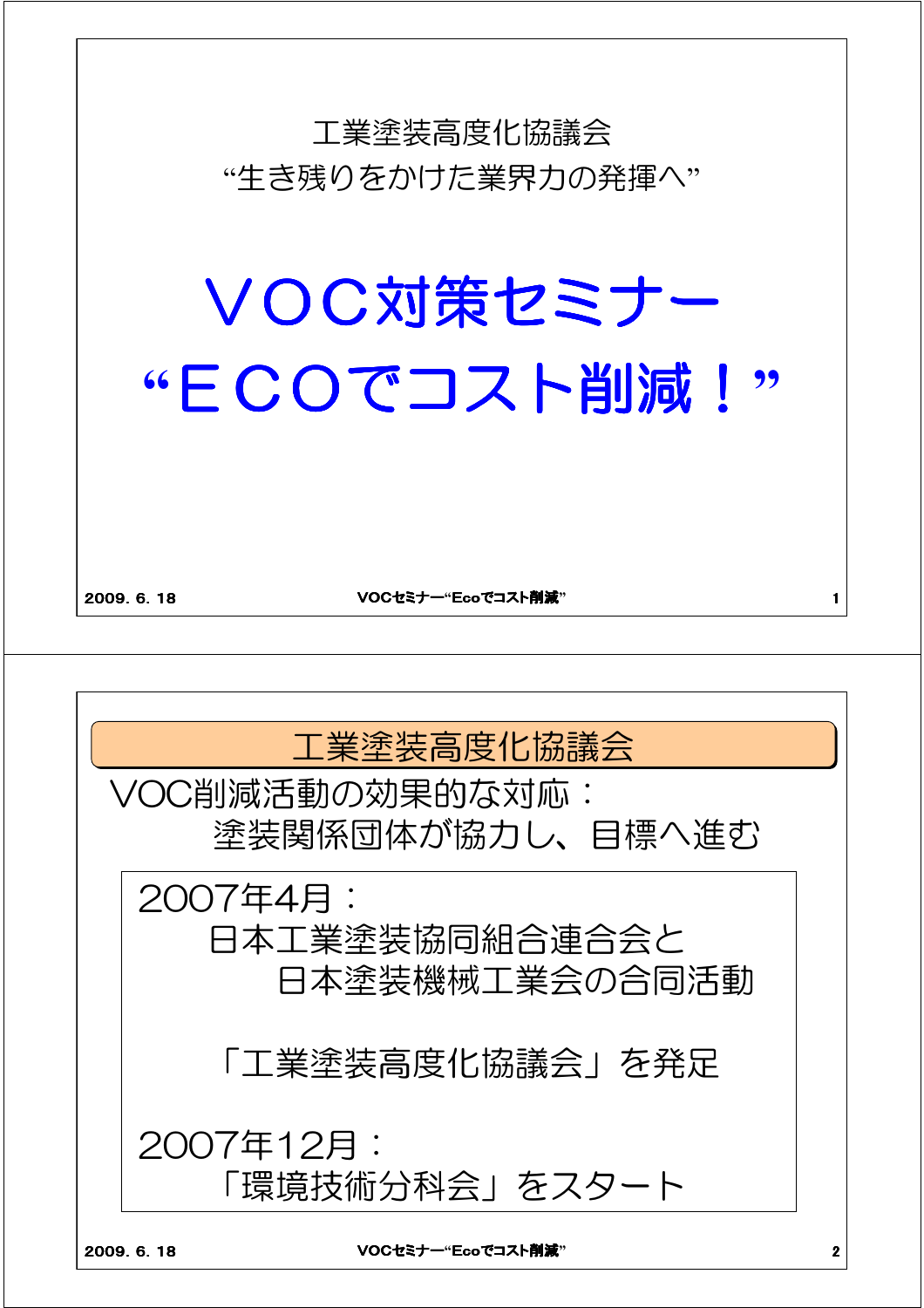工業塗装高度化協議会

“生き残りをかけた業界力の発揮へ”

# ＶＯＣ対策セミナー

# “ＥＣＯでコスト削減！”

## 工業塗装高度化協議会

VOC削減活動の効果的な対応：

塗装関係団体が協力し、目標へ進む

2007年4月：

日本工業塗装協同組合連合会と

日本塗装機械工業会の合同活動

「工業塗装高度化協議会」を発足

2007年12月：

「環境技術分科会」をスタート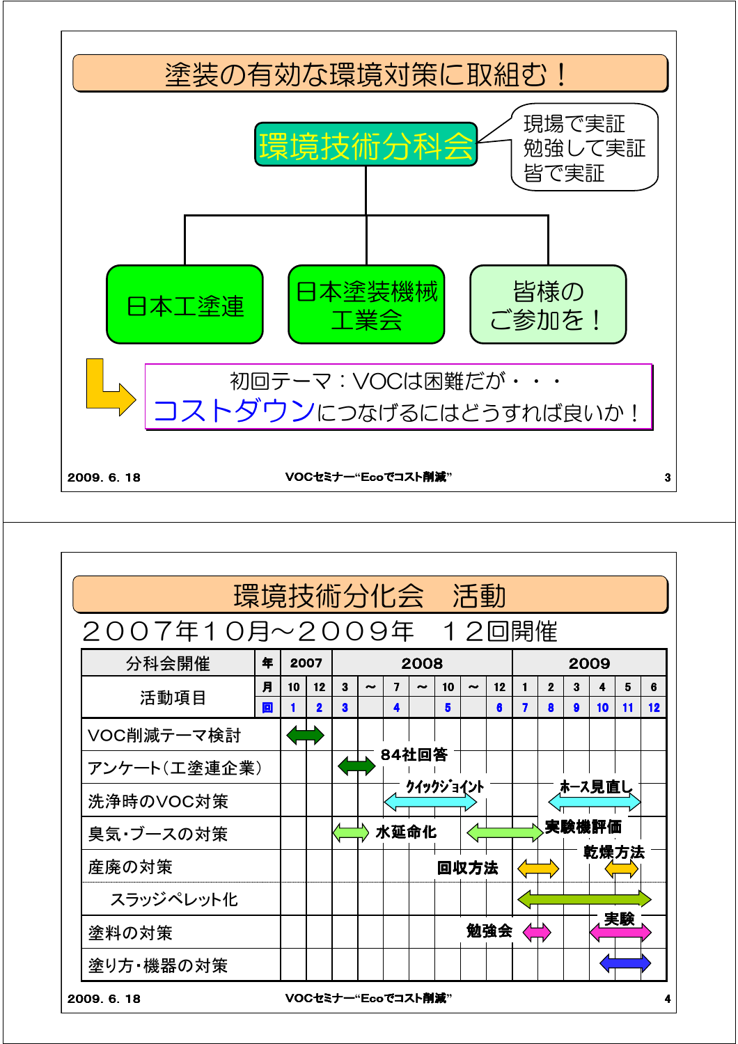# 塗装の有効な環境対策に取組む！

**環境技術分科会**

- 現場で実証
- 勉強して実証
- 皆で実証

- 日本工塗連
- 日本塗装機械工業会
- 皆様のご参加を！

初回テーマ：VOCは困難だが・・・
**コストダウン**につなげるにはどうすれば良いか！

# 環境技術分化会　活動

２００７年１０月～２００９年　１２回開催

| 分科会開催 | 年 | 2007 | | 2008 | | | | | | | 2009 | | | | | |
|---|---|---|---|---|---|---|---|---|---|---|---|---|---|---|---|---|
| 活動項目 | 月 | 10 | 12 | 3 | ～ | 7 | ～ | 10 | ～ | 12 | 1 | 2 | 3 | 4 | 5 | 6 |
| | 回 | 1 | 2 | 3 | | 4 | | 5 | | 6 | 7 | 8 | 9 | 10 | 11 | 12 |
| VOC削減テーマ検討 | | ⇔ | ⇔ | | | | | | | | | | | | | |
| アンケート（工塗連企業） | | | | ⇔ 84社回答 | | | | | | | | | | | | |
| 洗浄時のVOC対策 | | | | | | ⇔ クイックジョイント | ⇔ | ⇔ | | | | ⇔ ホース見直し | ⇔ | ⇔ | ⇔ | |
| 臭気・ブースの対策 | | | | ⇔ 水延命化 | | | | ⇔ | ⇔ | ⇔ 実験機評価 | | | | | | |
| 産廃の対策 | | | | | | | | 回収方法 | | | ⇔ | | | | ⇔ 乾燥方法 | |
| スラッジペレット化 | | | | | | | | | | | ⇔ | ⇔ | ⇔ | ⇔ | ⇔ | |
| 塗料の対策 | | | | | | | | 勉強会 | | | ⇔ | | | ⇔ 実験 | ⇔ | |
| 塗り方・機器の対策 | | | | | | | | | | | | | | ⇔ | ⇔ | |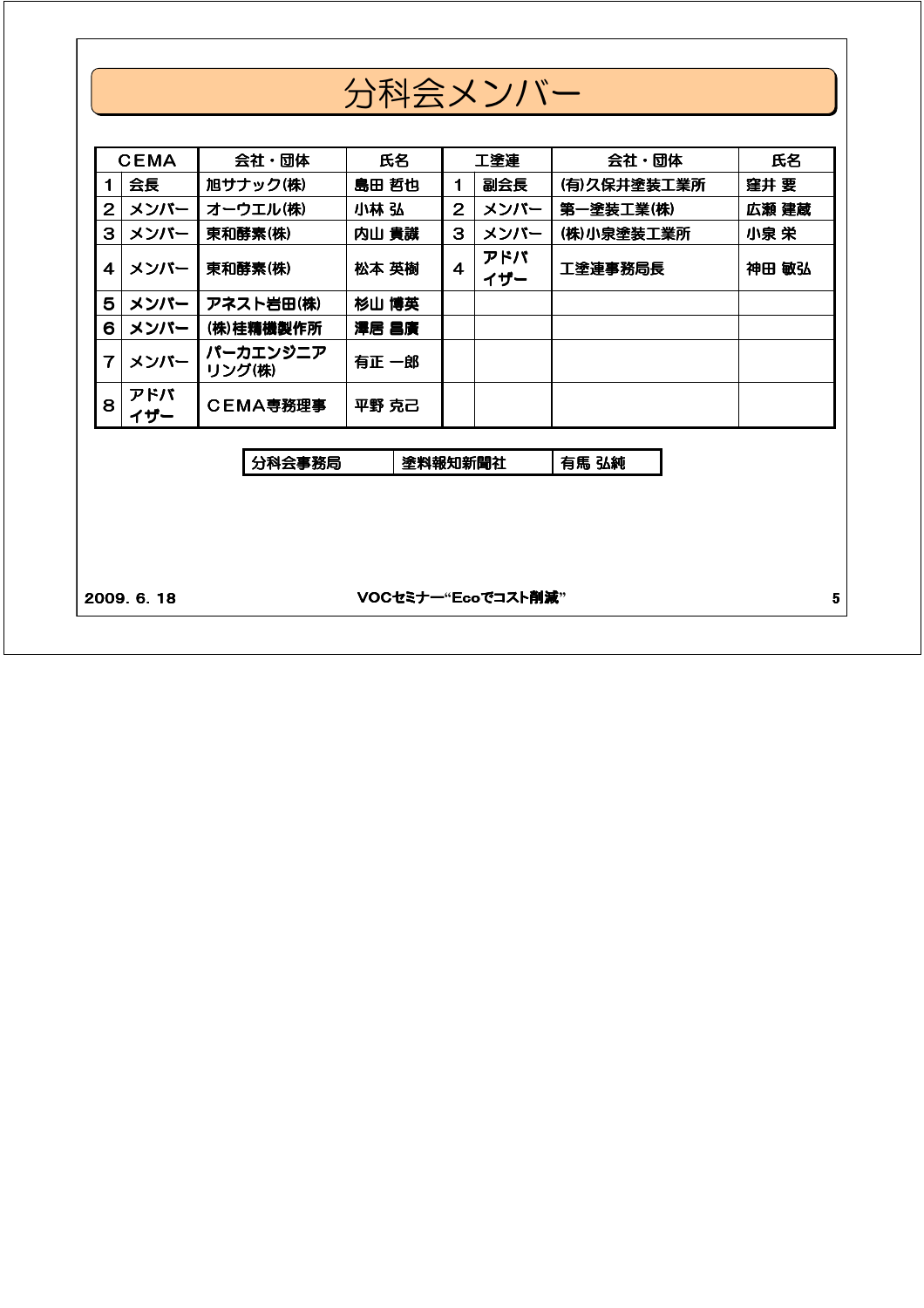# 分科会メンバー

| CEMA | | 会社・団体 | 氏名 | 工塗連 | | 会社・団体 | 氏名 |
|---|---|---|---|---|---|---|---|
| 1 | 会長 | 旭サナック(株) | 島田 哲也 | 1 | 副会長 | (有)久保井塗装工業所 | 窪井 要 |
| 2 | メンバー | オーウエル(株) | 小林 弘 | 2 | メンバー | 第一塗装工業(株) | 広瀬 建蔵 |
| 3 | メンバー | 東和酵素(株) | 内山 貴議 | 3 | メンバー | (株)小泉塗装工業所 | 小泉 栄 |
| 4 | メンバー | 東和酵素(株) | 松本 英樹 | 4 | アドバイザー | 工塗連事務局長 | 神田 敏弘 |
| 5 | メンバー | アネスト岩田(株) | 杉山 博英 | | | | |
| 6 | メンバー | (株)桂精機製作所 | 澤居 昌廣 | | | | |
| 7 | メンバー | パーカエンジニアリング(株) | 有正 一郎 | | | | |
| 8 | アドバイザー | CEMA専務理事 | 平野 克己 | | | | |

| | | |
|---|---|---|
| 分科会事務局 | 塗料報知新聞社 | 有馬 弘純 |

2009. 6. 18　VOCセミナー"Ecoでコスト削減"